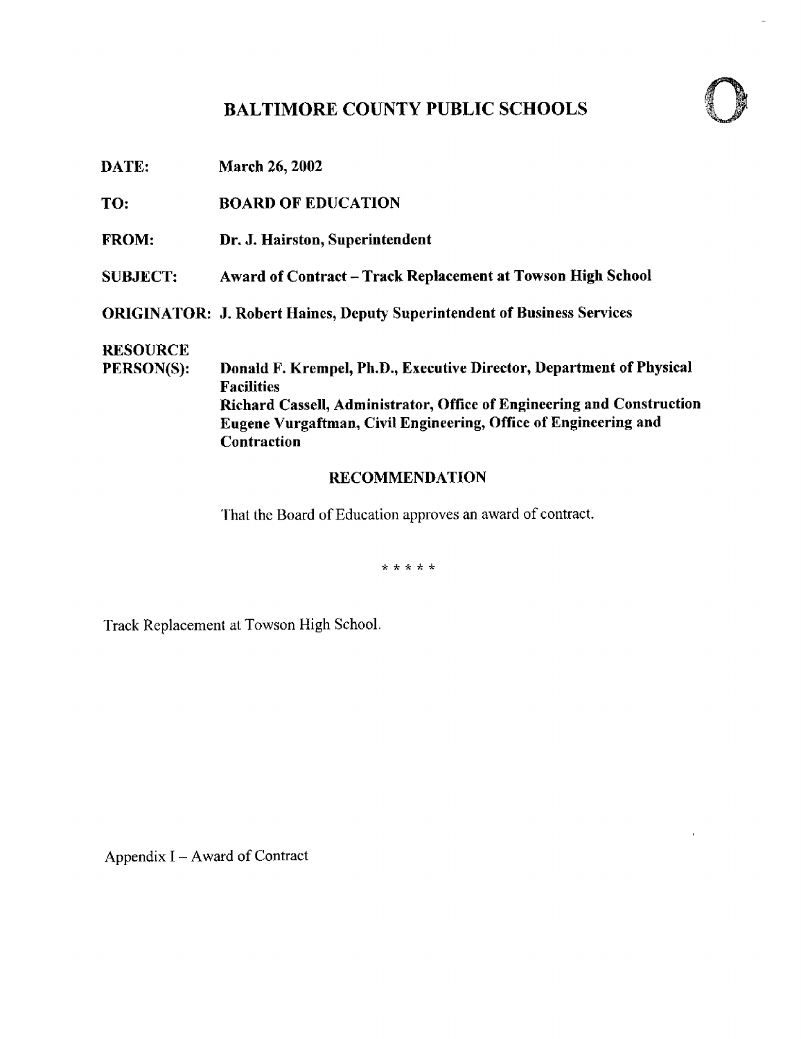# BALTIMORE COUNTY PUBLIC SCHOOLS

**DATE:** March 26, 2002

**TO:** BOARD OF EDUCATION

**FROM:** Dr. J. Hairston, Superintendent

**SUBJECT:** Award of Contract – Track Replacement at Towson High School

**ORIGINATOR:** J. Robert Haines, Deputy Superintendent of Business Services

**RESOURCE PERSON(S):** Donald F. Krempel, Ph.D., Executive Director, Department of Physical Facilities
Richard Cassell, Administrator, Office of Engineering and Construction
Eugene Vurgaftman, Civil Engineering, Office of Engineering and Contraction

## RECOMMENDATION

That the Board of Education approves an award of contract.

\* \* \* \* \*

Track Replacement at Towson High School.

Appendix I – Award of Contract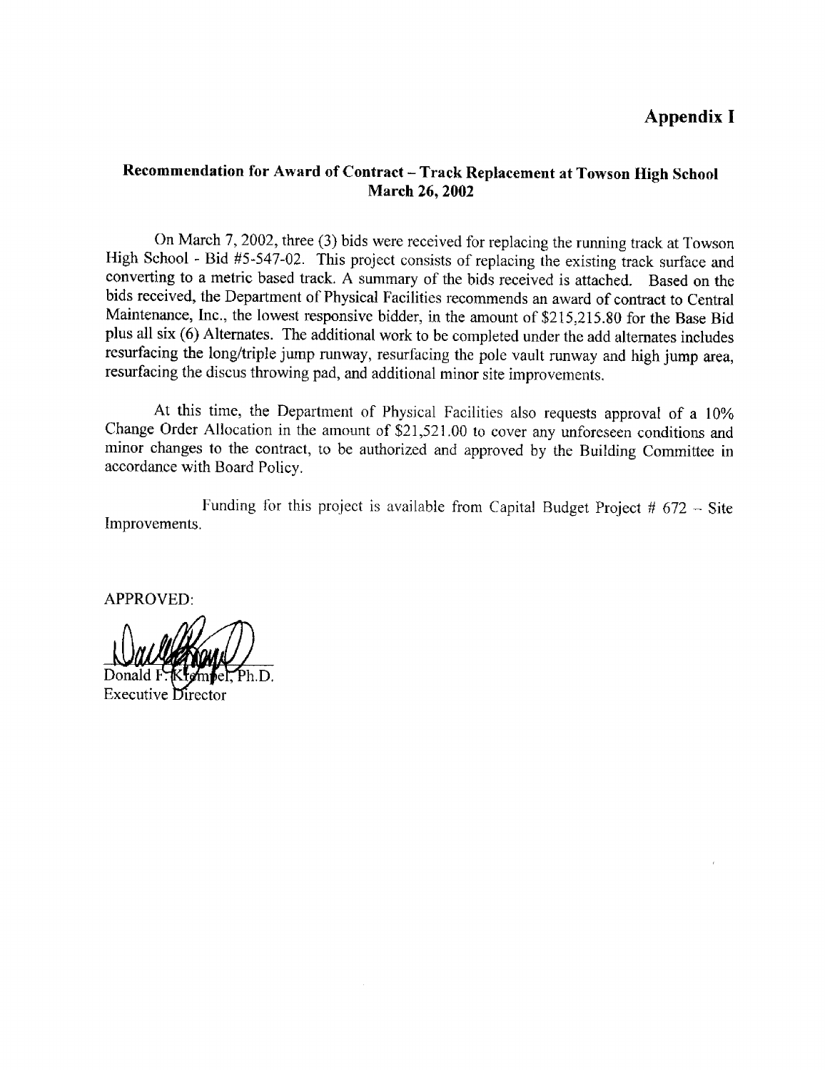# Appendix I

## Recommendation for Award of Contract – Track Replacement at Towson High School
## March 26, 2002

On March 7, 2002, three (3) bids were received for replacing the running track at Towson High School - Bid #5-547-02. This project consists of replacing the existing track surface and converting to a metric based track. A summary of the bids received is attached. Based on the bids received, the Department of Physical Facilities recommends an award of contract to Central Maintenance, Inc., the lowest responsive bidder, in the amount of $215,215.80 for the Base Bid plus all six (6) Alternates. The additional work to be completed under the add alternates includes resurfacing the long/triple jump runway, resurfacing the pole vault runway and high jump area, resurfacing the discus throwing pad, and additional minor site improvements.

At this time, the Department of Physical Facilities also requests approval of a 10% Change Order Allocation in the amount of $21,521.00 to cover any unforeseen conditions and minor changes to the contract, to be authorized and approved by the Building Committee in accordance with Board Policy.

Funding for this project is available from Capital Budget Project # 672 – Site Improvements.

APPROVED:

Donald F. Krempel, Ph.D.
Executive Director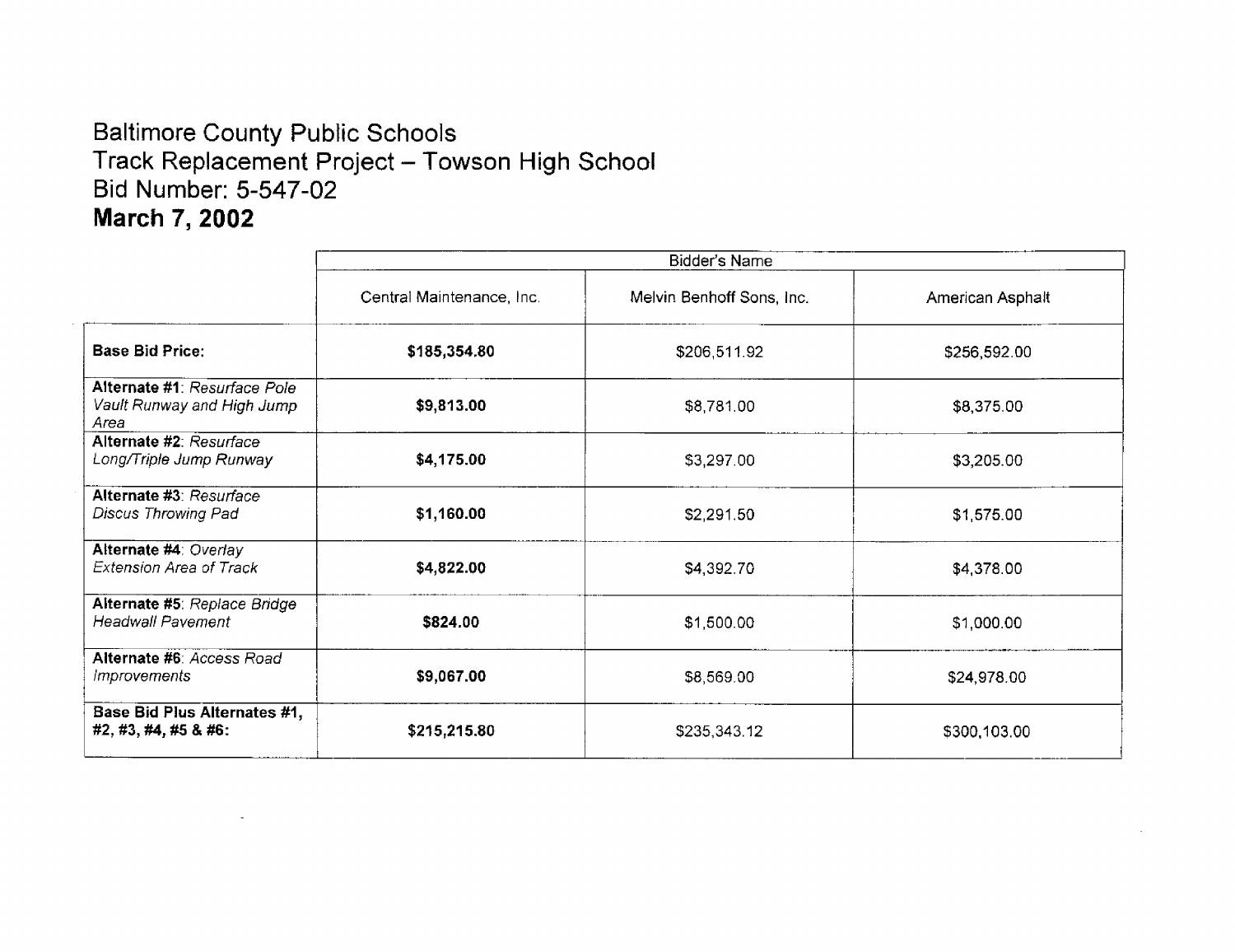# Baltimore County Public Schools
# Track Replacement Project – Towson High School
# Bid Number: 5-547-02
# **March 7, 2002**

| | Bidder's Name | | |
|---|---|---|---|
| | Central Maintenance, Inc. | Melvin Benhoff Sons, Inc. | American Asphalt |
| **Base Bid Price:** | **$185,354.80** | $206,511.92 | $256,592.00 |
| **Alternate #1**: *Resurface Pole Vault Runway and High Jump Area* | **$9,813.00** | $8,781.00 | $8,375.00 |
| **Alternate #2**: *Resurface Long/Triple Jump Runway* | **$4,175.00** | $3,297.00 | $3,205.00 |
| **Alternate #3**: *Resurface Discus Throwing Pad* | **$1,160.00** | $2,291.50 | $1,575.00 |
| **Alternate #4**: *Overlay Extension Area of Track* | **$4,822.00** | $4,392.70 | $4,378.00 |
| **Alternate #5**: *Replace Bridge Headwall Pavement* | **$824.00** | $1,500.00 | $1,000.00 |
| **Alternate #6**: *Access Road Improvements* | **$9,067.00** | $8,569.00 | $24,978.00 |
| **Base Bid Plus Alternates #1, #2, #3, #4, #5 & #6:** | **$215,215.80** | $235,343.12 | $300,103.00 |